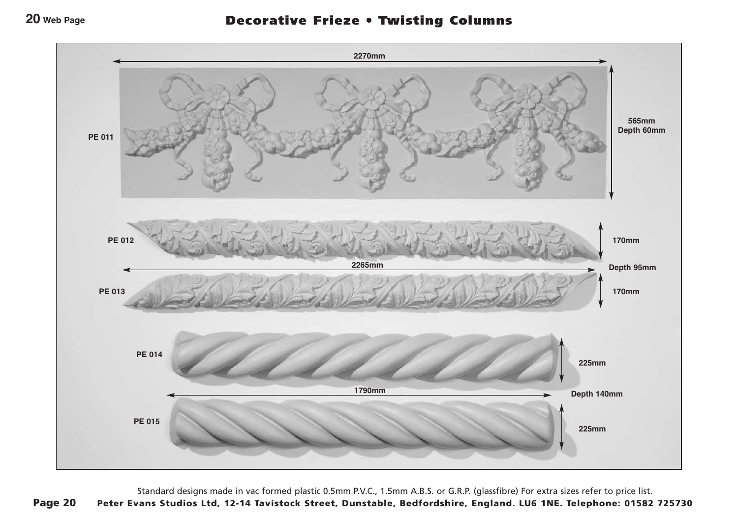# Decorative Frieze • Twisting Columns

PE 011

2270mm

565mm
Depth 60mm

PE 012

170mm

2265mm

Depth 95mm

PE 013

170mm

PE 014

225mm

1790mm

Depth 140mm

PE 015

225mm

Standard designs made in vac formed plastic 0.5mm P.V.C., 1.5mm A.B.S. or G.R.P. (glassfibre) For extra sizes refer to price list.

**Peter Evans Studios Ltd, 12-14 Tavistock Street, Dunstable, Bedfordshire, England. LU6 1NE. Telephone: 01582 725730**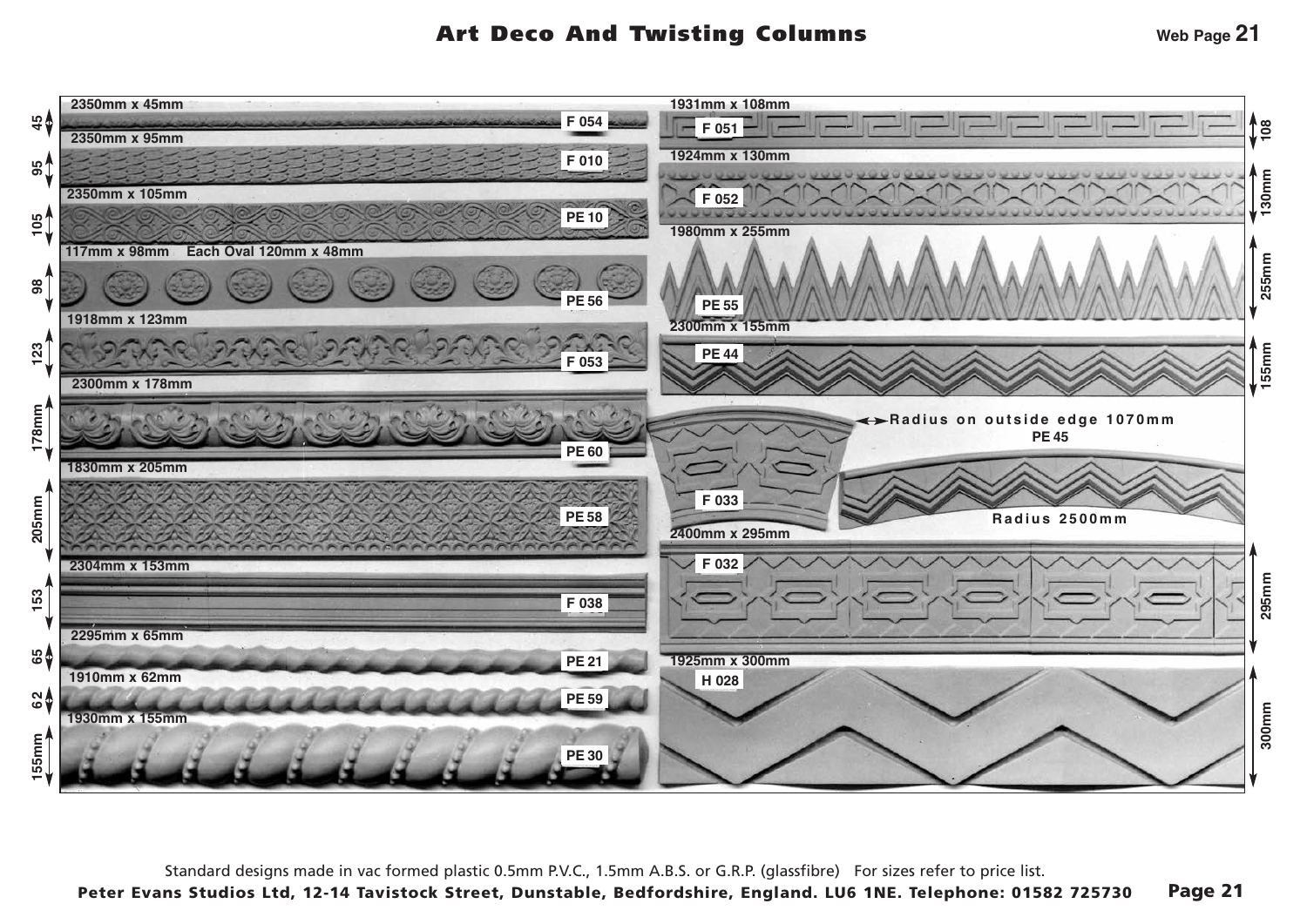# Art Deco And Twisting Columns

Web Page **21**

2350mm x 45mm — F 054 — 45

2350mm x 95mm — F 010 — 95

2350mm x 105mm — PE 10 — 105

117mm x 98mm Each Oval 120mm x 48mm — PE 56 — 98

1918mm x 123mm — F 053 — 123

2300mm x 178mm — PE 60 — 178mm

1830mm x 205mm — PE 58 — 205mm

2304mm x 153mm — F 038 — 153

2295mm x 65mm — PE 21 — 65

1910mm x 62mm — PE 59 — 62

1930mm x 155mm — PE 30 — 155mm

1931mm x 108mm — F 051 — 108

1924mm x 130mm — F 052 — 130mm

1980mm x 255mm — PE 55 — 255mm

2300mm x 155mm — PE 44 — 155mm

Radius on outside edge 1070mm — PE 45

F 033

Radius 2500mm

2400mm x 295mm — F 032 — 295mm

1925mm x 300mm — H 028 — 300mm

Standard designs made in vac formed plastic 0.5mm P.V.C., 1.5mm A.B.S. or G.R.P. (glassfibre) For sizes refer to price list.

**Peter Evans Studios Ltd, 12-14 Tavistock Street, Dunstable, Bedfordshire, England. LU6 1NE. Telephone: 01582 725730**